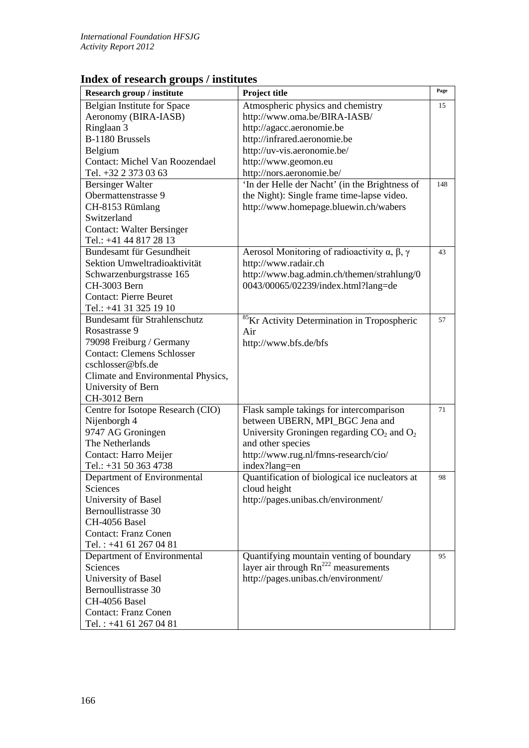## Index of research groups / institutes

| Research group / institute | Project title | Page |
|---|---|---|
| Belgian Institute for Space Aeronomy (BIRA-IASB)<br>Ringlaan 3<br>B-1180 Brussels<br>Belgium<br>Contact: Michel Van Roozendael<br>Tel. +32 2 373 03 63 | Atmospheric physics and chemistry<br>http://www.oma.be/BIRA-IASB/<br>http://agacc.aeronomie.be<br>http://infrared.aeronomie.be<br>http://uv-vis.aeronomie.be/<br>http://www.geomon.eu<br>http://nors.aeronomie.be/ | 15 |
| Bersinger Walter<br>Obermattenstrasse 9<br>CH-8153 Rümlang<br>Switzerland<br>Contact: Walter Bersinger<br>Tel.: +41 44 817 28 13 | 'In der Helle der Nacht' (in the Brightness of the Night): Single frame time-lapse video.<br>http://www.homepage.bluewin.ch/wabers | 148 |
| Bundesamt für Gesundheit<br>Sektion Umweltradioaktivität<br>Schwarzenburgstrasse 165<br>CH-3003 Bern<br>Contact: Pierre Beuret<br>Tel.: +41 31 325 19 10 | Aerosol Monitoring of radioactivity $\alpha$, $\beta$, $\gamma$<br>http://www.radair.ch<br>http://www.bag.admin.ch/themen/strahlung/00043/00065/02239/index.html?lang=de | 43 |
| Bundesamt für Strahlenschutz<br>Rosastrasse 9<br>79098 Freiburg / Germany<br>Contact: Clemens Schlosser<br>cschlosser@bfs.de<br>Climate and Environmental Physics, University of Bern<br>CH-3012 Bern | $^{85}$Kr Activity Determination in Tropospheric Air<br>http://www.bfs.de/bfs | 57 |
| Centre for Isotope Research (CIO)<br>Nijenborgh 4<br>9747 AG Groningen<br>The Netherlands<br>Contact: Harro Meijer<br>Tel.: +31 50 363 4738 | Flask sample takings for intercomparison between UBERN, MPI_BGC Jena and University Groningen regarding $CO_2$ and $O_2$ and other species<br>http://www.rug.nl/fmns-research/cio/index?lang=en | 71 |
| Department of Environmental Sciences<br>University of Basel<br>Bernoullistrasse 30<br>CH-4056 Basel<br>Contact: Franz Conen<br>Tel. : +41 61 267 04 81 | Quantification of biological ice nucleators at cloud height<br>http://pages.unibas.ch/environment/ | 98 |
| Department of Environmental Sciences<br>University of Basel<br>Bernoullistrasse 30<br>CH-4056 Basel<br>Contact: Franz Conen<br>Tel. : +41 61 267 04 81 | Quantifying mountain venting of boundary layer air through $Rn^{222}$ measurements<br>http://pages.unibas.ch/environment/ | 95 |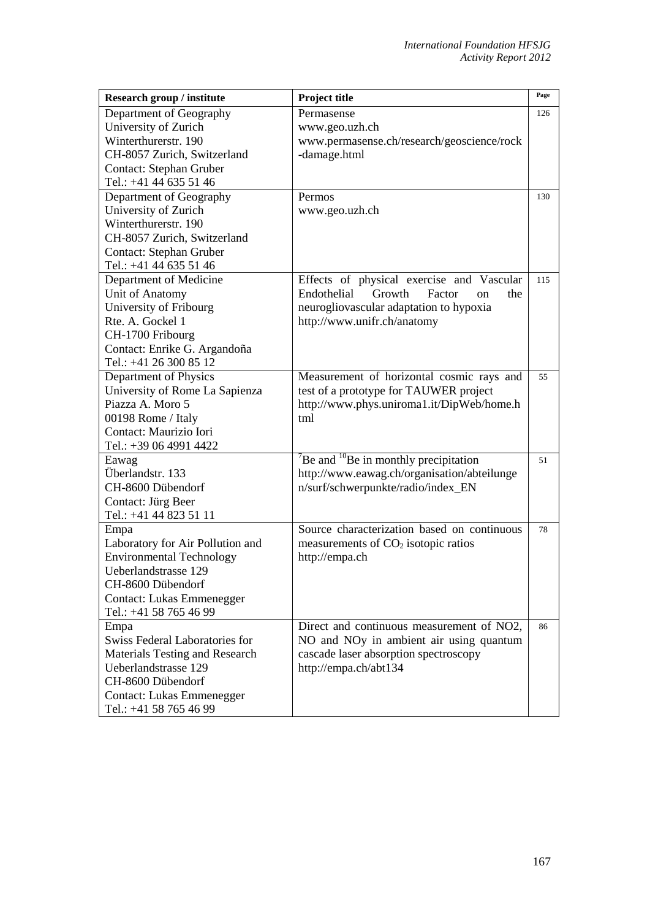| Research group / institute | Project title | Page |
|---|---|---|
| Department of Geography<br>University of Zurich<br>Winterthurerstr. 190<br>CH-8057 Zurich, Switzerland<br>Contact: Stephan Gruber<br>Tel.: +41 44 635 51 46 | Permasense<br>www.geo.uzh.ch<br>www.permasense.ch/research/geoscience/rock-damage.html | 126 |
| Department of Geography<br>University of Zurich<br>Winterthurerstr. 190<br>CH-8057 Zurich, Switzerland<br>Contact: Stephan Gruber<br>Tel.: +41 44 635 51 46 | Permos<br>www.geo.uzh.ch | 130 |
| Department of Medicine<br>Unit of Anatomy<br>University of Fribourg<br>Rte. A. Gockel 1<br>CH-1700 Fribourg<br>Contact: Enrike G. Argandoña<br>Tel.: +41 26 300 85 12 | Effects of physical exercise and Vascular Endothelial Growth Factor on the neurogliovascular adaptation to hypoxia<br>http://www.unifr.ch/anatomy | 115 |
| Department of Physics<br>University of Rome La Sapienza<br>Piazza A. Moro 5<br>00198 Rome / Italy<br>Contact: Maurizio Iori<br>Tel.: +39 06 4991 4422 | Measurement of horizontal cosmic rays and test of a prototype for TAUWER project<br>http://www.phys.uniroma1.it/DipWeb/home.html | 55 |
| Eawag<br>Überlandstr. 133<br>CH-8600 Dübendorf<br>Contact: Jürg Beer<br>Tel.: +41 44 823 51 11 | $^{7}Be$ and $^{10}Be$ in monthly precipitation<br>http://www.eawag.ch/organisation/abteilungen/surf/schwerpunkte/radio/index_EN | 51 |
| Empa<br>Laboratory for Air Pollution and Environmental Technology<br>Ueberlandstrasse 129<br>CH-8600 Dübendorf<br>Contact: Lukas Emmenegger<br>Tel.: +41 58 765 46 99 | Source characterization based on continuous measurements of $CO_2$ isotopic ratios<br>http://empa.ch | 78 |
| Empa<br>Swiss Federal Laboratories for Materials Testing and Research<br>Ueberlandstrasse 129<br>CH-8600 Dübendorf<br>Contact: Lukas Emmenegger<br>Tel.: +41 58 765 46 99 | Direct and continuous measurement of NO2, NO and NOy in ambient air using quantum cascade laser absorption spectroscopy<br>http://empa.ch/abt134 | 86 |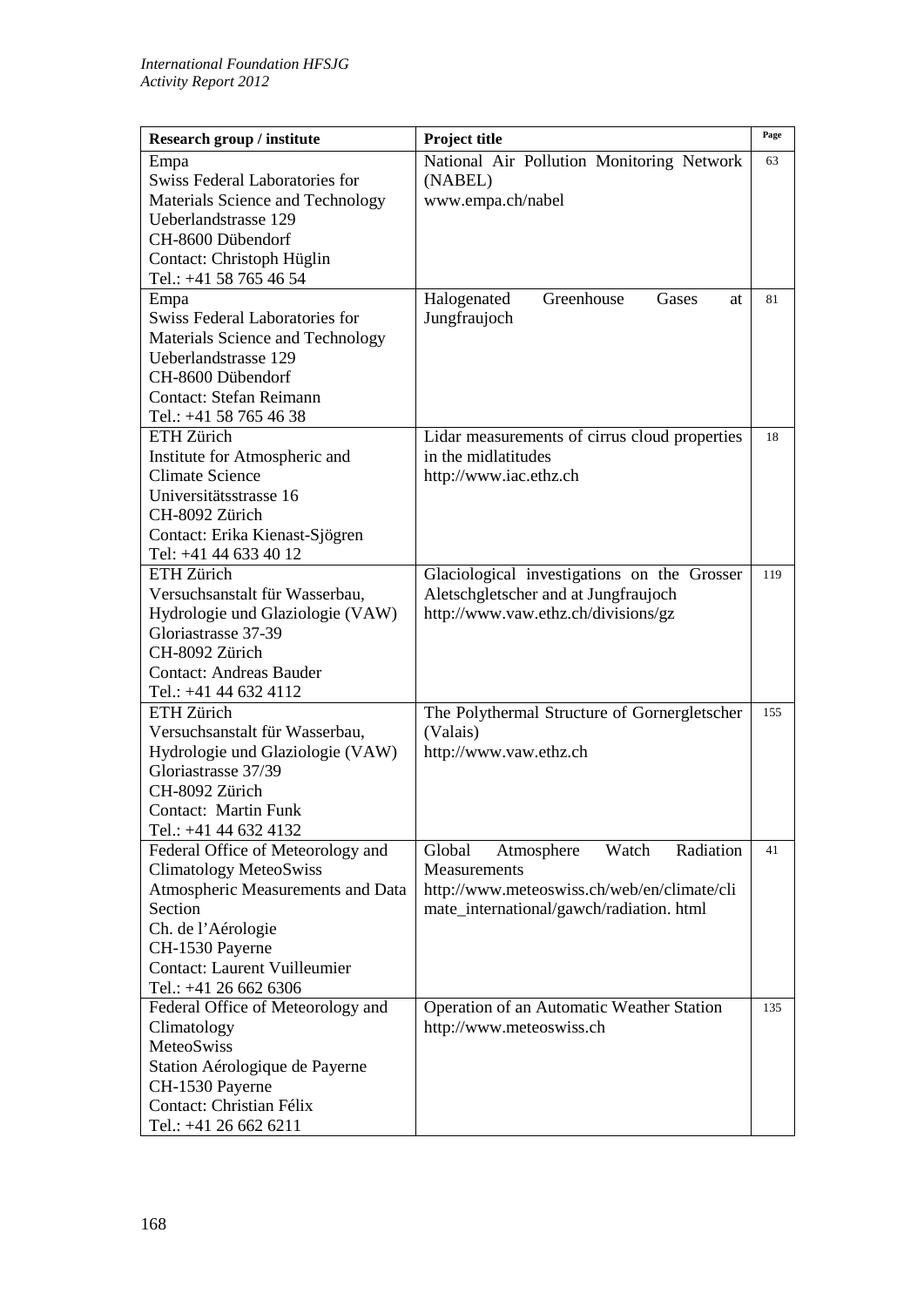| Research group / institute | Project title | Page |
|---|---|---|
| Empa<br>Swiss Federal Laboratories for Materials Science and Technology<br>Ueberlandstrasse 129<br>CH-8600 Dübendorf<br>Contact: Christoph Hüglin<br>Tel.: +41 58 765 46 54 | National Air Pollution Monitoring Network (NABEL)<br>www.empa.ch/nabel | 63 |
| Empa<br>Swiss Federal Laboratories for Materials Science and Technology<br>Ueberlandstrasse 129<br>CH-8600 Dübendorf<br>Contact: Stefan Reimann<br>Tel.: +41 58 765 46 38 | Halogenated Greenhouse Gases at Jungfraujoch | 81 |
| ETH Zürich<br>Institute for Atmospheric and Climate Science<br>Universitätsstrasse 16<br>CH-8092 Zürich<br>Contact: Erika Kienast-Sjögren<br>Tel: +41 44 633 40 12 | Lidar measurements of cirrus cloud properties in the midlatitudes<br>http://www.iac.ethz.ch | 18 |
| ETH Zürich<br>Versuchsanstalt für Wasserbau, Hydrologie und Glaziologie (VAW)<br>Gloriastrasse 37-39<br>CH-8092 Zürich<br>Contact: Andreas Bauder<br>Tel.: +41 44 632 4112 | Glaciological investigations on the Grosser Aletschgletscher and at Jungfraujoch<br>http://www.vaw.ethz.ch/divisions/gz | 119 |
| ETH Zürich<br>Versuchsanstalt für Wasserbau, Hydrologie und Glaziologie (VAW)<br>Gloriastrasse 37/39<br>CH-8092 Zürich<br>Contact: Martin Funk<br>Tel.: +41 44 632 4132 | The Polythermal Structure of Gornergletscher (Valais)<br>http://www.vaw.ethz.ch | 155 |
| Federal Office of Meteorology and Climatology MeteoSwiss<br>Atmospheric Measurements and Data Section<br>Ch. de l'Aérologie<br>CH-1530 Payerne<br>Contact: Laurent Vuilleumier<br>Tel.: +41 26 662 6306 | Global Atmosphere Watch Radiation Measurements<br>http://www.meteoswiss.ch/web/en/climate/climate_international/gawch/radiation. html | 41 |
| Federal Office of Meteorology and Climatology<br>MeteoSwiss<br>Station Aérologique de Payerne<br>CH-1530 Payerne<br>Contact: Christian Félix<br>Tel.: +41 26 662 6211 | Operation of an Automatic Weather Station<br>http://www.meteoswiss.ch | 135 |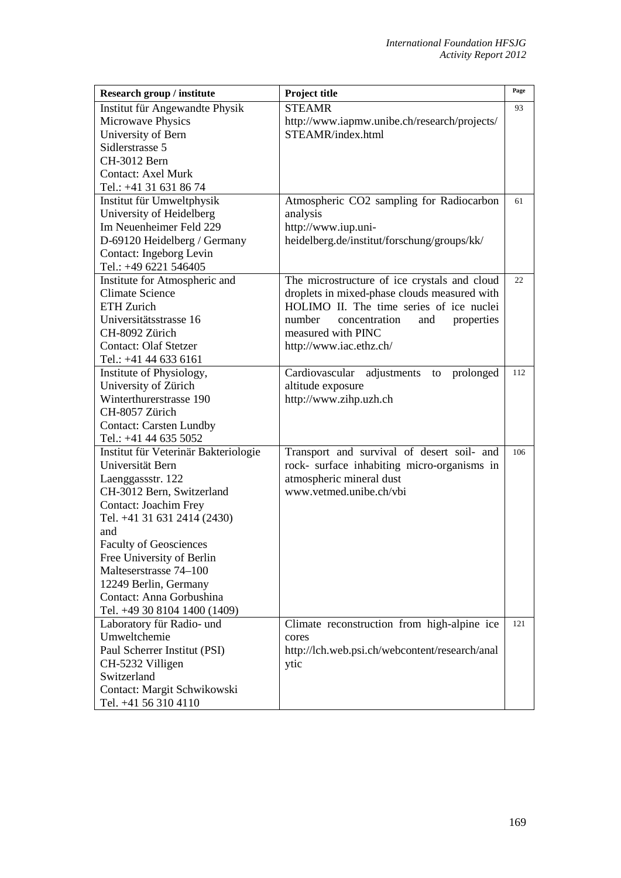| Research group / institute | Project title | Page |
|---|---|---|
| Institut für Angewandte Physik<br>Microwave Physics<br>University of Bern<br>Sidlerstrasse 5<br>CH-3012 Bern<br>Contact: Axel Murk<br>Tel.: +41 31 631 86 74 | STEAMR<br>http://www.iapmw.unibe.ch/research/projects/STEAMR/index.html | 93 |
| Institut für Umweltphysik<br>University of Heidelberg<br>Im Neuenheimer Feld 229<br>D-69120 Heidelberg / Germany<br>Contact: Ingeborg Levin<br>Tel.: +49 6221 546405 | Atmospheric CO2 sampling for Radiocarbon analysis<br>http://www.iup.uni-heidelberg.de/institut/forschung/groups/kk/ | 61 |
| Institute for Atmospheric and Climate Science<br>ETH Zurich<br>Universitätsstrasse 16<br>CH-8092 Zürich<br>Contact: Olaf Stetzer<br>Tel.: +41 44 633 6161 | The microstructure of ice crystals and cloud droplets in mixed-phase clouds measured with HOLIMO II. The time series of ice nuclei number concentration and properties measured with PINC<br>http://www.iac.ethz.ch/ | 22 |
| Institute of Physiology,<br>University of Zürich<br>Winterthurerstrasse 190<br>CH-8057 Zürich<br>Contact: Carsten Lundby<br>Tel.: +41 44 635 5052 | Cardiovascular adjustments to prolonged altitude exposure<br>http://www.zihp.uzh.ch | 112 |
| Institut für Veterinär Bakteriologie<br>Universität Bern<br>Laenggassstr. 122<br>CH-3012 Bern, Switzerland<br>Contact: Joachim Frey<br>Tel. +41 31 631 2414 (2430)<br>and<br>Faculty of Geosciences<br>Free University of Berlin<br>Malteserstrasse 74–100<br>12249 Berlin, Germany<br>Contact: Anna Gorbushina<br>Tel. +49 30 8104 1400 (1409) | Transport and survival of desert soil- and rock- surface inhabiting micro-organisms in atmospheric mineral dust<br>www.vetmed.unibe.ch/vbi | 106 |
| Laboratory für Radio- und Umweltchemie<br>Paul Scherrer Institut (PSI)<br>CH-5232 Villigen<br>Switzerland<br>Contact: Margit Schwikowski<br>Tel. +41 56 310 4110 | Climate reconstruction from high-alpine ice cores<br>http://lch.web.psi.ch/webcontent/research/analytic | 121 |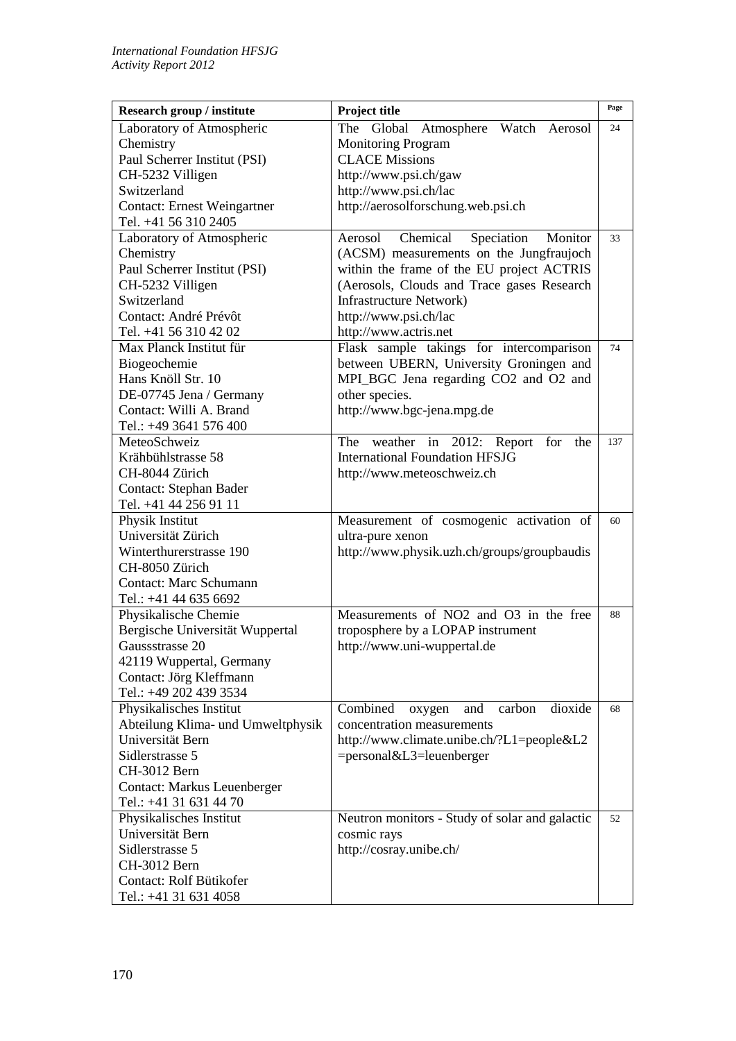| Research group / institute | Project title | Page |
|---|---|---|
| Laboratory of Atmospheric Chemistry<br>Paul Scherrer Institut (PSI)<br>CH-5232 Villigen<br>Switzerland<br>Contact: Ernest Weingartner<br>Tel. +41 56 310 2405 | The Global Atmosphere Watch Aerosol Monitoring Program<br>CLACE Missions<br>http://www.psi.ch/gaw<br>http://www.psi.ch/lac<br>http://aerosolforschung.web.psi.ch | 24 |
| Laboratory of Atmospheric Chemistry<br>Paul Scherrer Institut (PSI)<br>CH-5232 Villigen<br>Switzerland<br>Contact: André Prévôt<br>Tel. +41 56 310 42 02 | Aerosol Chemical Speciation Monitor (ACSM) measurements on the Jungfraujoch within the frame of the EU project ACTRIS (Aerosols, Clouds and Trace gases Research Infrastructure Network)<br>http://www.psi.ch/lac<br>http://www.actris.net | 33 |
| Max Planck Institut für Biogeochemie<br>Hans Knöll Str. 10<br>DE-07745 Jena / Germany<br>Contact: Willi A. Brand<br>Tel.: +49 3641 576 400 | Flask sample takings for intercomparison between UBERN, University Groningen and MPI_BGC Jena regarding CO2 and O2 and other species.<br>http://www.bgc-jena.mpg.de | 74 |
| MeteoSchweiz<br>Krähbühlstrasse 58<br>CH-8044 Zürich<br>Contact: Stephan Bader<br>Tel. +41 44 256 91 11 | The weather in 2012: Report for the International Foundation HFSJG<br>http://www.meteoschweiz.ch | 137 |
| Physik Institut<br>Universität Zürich<br>Winterthurerstrasse 190<br>CH-8050 Zürich<br>Contact: Marc Schumann<br>Tel.: +41 44 635 6692 | Measurement of cosmogenic activation of ultra-pure xenon<br>http://www.physik.uzh.ch/groups/groupbaudis | 60 |
| Physikalische Chemie<br>Bergische Universität Wuppertal<br>Gaussstrasse 20<br>42119 Wuppertal, Germany<br>Contact: Jörg Kleffmann<br>Tel.: +49 202 439 3534 | Measurements of NO2 and O3 in the free troposphere by a LOPAP instrument<br>http://www.uni-wuppertal.de | 88 |
| Physikalisches Institut<br>Abteilung Klima- und Umweltphysik<br>Universität Bern<br>Sidlerstrasse 5<br>CH-3012 Bern<br>Contact: Markus Leuenberger<br>Tel.: +41 31 631 44 70 | Combined oxygen and carbon dioxide concentration measurements<br>http://www.climate.unibe.ch/?L1=people&L2=personal&L3=leuenberger | 68 |
| Physikalisches Institut<br>Universität Bern<br>Sidlerstrasse 5<br>CH-3012 Bern<br>Contact: Rolf Bütikofer<br>Tel.: +41 31 631 4058 | Neutron monitors - Study of solar and galactic cosmic rays<br>http://cosray.unibe.ch/ | 52 |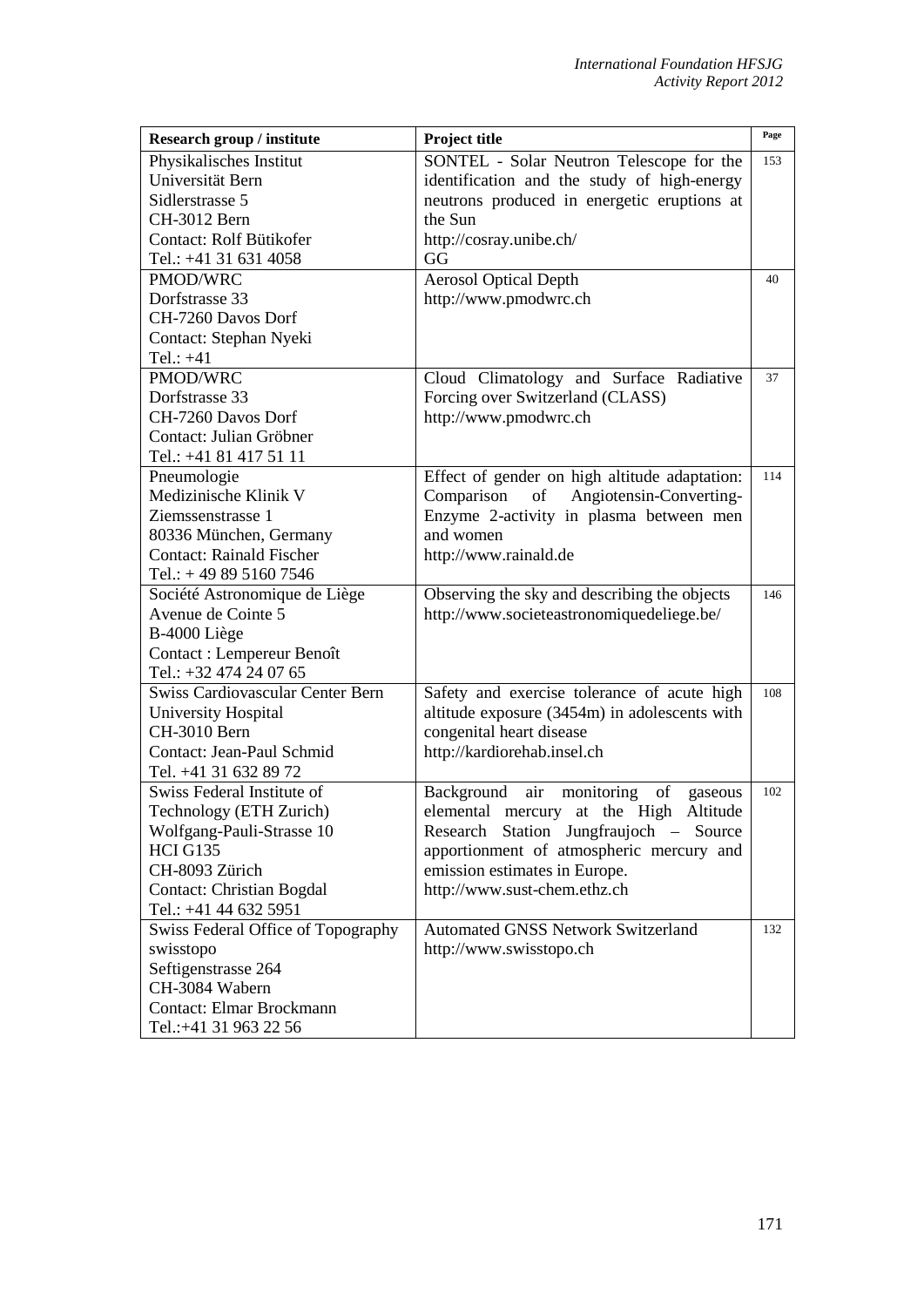| Research group / institute | Project title | Page |
|---|---|---|
| Physikalisches Institut<br>Universität Bern<br>Sidlerstrasse 5<br>CH-3012 Bern<br>Contact: Rolf Bütikofer<br>Tel.: +41 31 631 4058 | SONTEL - Solar Neutron Telescope for the identification and the study of high-energy neutrons produced in energetic eruptions at the Sun<br>http://cosray.unibe.ch/<br>GG | 153 |
| PMOD/WRC<br>Dorfstrasse 33<br>CH-7260 Davos Dorf<br>Contact: Stephan Nyeki<br>Tel.: +41 | Aerosol Optical Depth<br>http://www.pmodwrc.ch | 40 |
| PMOD/WRC<br>Dorfstrasse 33<br>CH-7260 Davos Dorf<br>Contact: Julian Gröbner<br>Tel.: +41 81 417 51 11 | Cloud Climatology and Surface Radiative Forcing over Switzerland (CLASS)<br>http://www.pmodwrc.ch | 37 |
| Pneumologie<br>Medizinische Klinik V<br>Ziemssenstrasse 1<br>80336 München, Germany<br>Contact: Rainald Fischer<br>Tel.: + 49 89 5160 7546 | Effect of gender on high altitude adaptation: Comparison of Angiotensin-Converting-Enzyme 2-activity in plasma between men and women<br>http://www.rainald.de | 114 |
| Société Astronomique de Liège<br>Avenue de Cointe 5<br>B-4000 Liège<br>Contact : Lempereur Benoît<br>Tel.: +32 474 24 07 65 | Observing the sky and describing the objects<br>http://www.societeastronomiquedeliege.be/ | 146 |
| Swiss Cardiovascular Center Bern<br>University Hospital<br>CH-3010 Bern<br>Contact: Jean-Paul Schmid<br>Tel. +41 31 632 89 72 | Safety and exercise tolerance of acute high altitude exposure (3454m) in adolescents with congenital heart disease<br>http://kardiorehab.insel.ch | 108 |
| Swiss Federal Institute of Technology (ETH Zurich)<br>Wolfgang-Pauli-Strasse 10<br>HCI G135<br>CH-8093 Zürich<br>Contact: Christian Bogdal<br>Tel.: +41 44 632 5951 | Background air monitoring of gaseous elemental mercury at the High Altitude Research Station Jungfraujoch – Source apportionment of atmospheric mercury and emission estimates in Europe.<br>http://www.sust-chem.ethz.ch | 102 |
| Swiss Federal Office of Topography<br>swisstopo<br>Seftigenstrasse 264<br>CH-3084 Wabern<br>Contact: Elmar Brockmann<br>Tel.:+41 31 963 22 56 | Automated GNSS Network Switzerland<br>http://www.swisstopo.ch | 132 |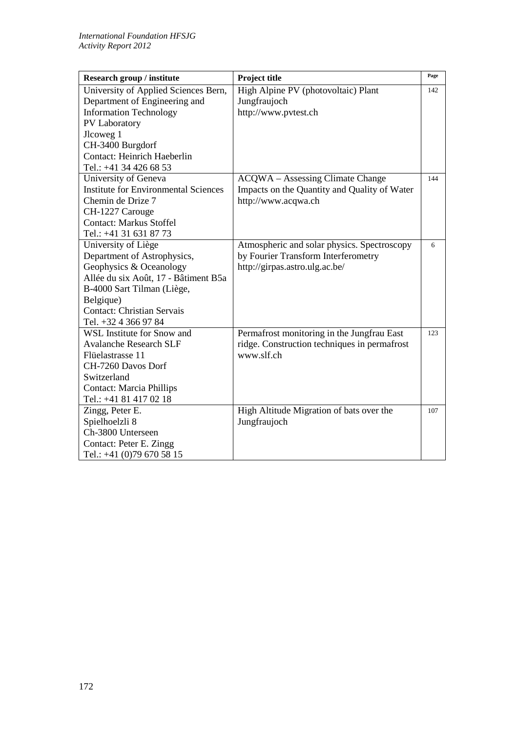| Research group / institute | Project title | Page |
|---|---|---|
| University of Applied Sciences Bern, Department of Engineering and Information Technology PV Laboratory Jlcoweg 1 CH-3400 Burgdorf Contact: Heinrich Haeberlin Tel.: +41 34 426 68 53 | High Alpine PV (photovoltaic) Plant Jungfraujoch http://www.pvtest.ch | 142 |
| University of Geneva Institute for Environmental Sciences Chemin de Drize 7 CH-1227 Carouge Contact: Markus Stoffel Tel.: +41 31 631 87 73 | ACQWA – Assessing Climate Change Impacts on the Quantity and Quality of Water http://www.acqwa.ch | 144 |
| University of Liège Department of Astrophysics, Geophysics & Oceanology Allée du six Août, 17 - Bâtiment B5a B-4000 Sart Tilman (Liège, Belgique) Contact: Christian Servais Tel. +32 4 366 97 84 | Atmospheric and solar physics. Spectroscopy by Fourier Transform Interferometry http://girpas.astro.ulg.ac.be/ | 6 |
| WSL Institute for Snow and Avalanche Research SLF Flüelastrasse 11 CH-7260 Davos Dorf Switzerland Contact: Marcia Phillips Tel.: +41 81 417 02 18 | Permafrost monitoring in the Jungfrau East ridge. Construction techniques in permafrost www.slf.ch | 123 |
| Zingg, Peter E. Spielhoelzli 8 Ch-3800 Unterseen Contact: Peter E. Zingg Tel.: +41 (0)79 670 58 15 | High Altitude Migration of bats over the Jungfraujoch | 107 |